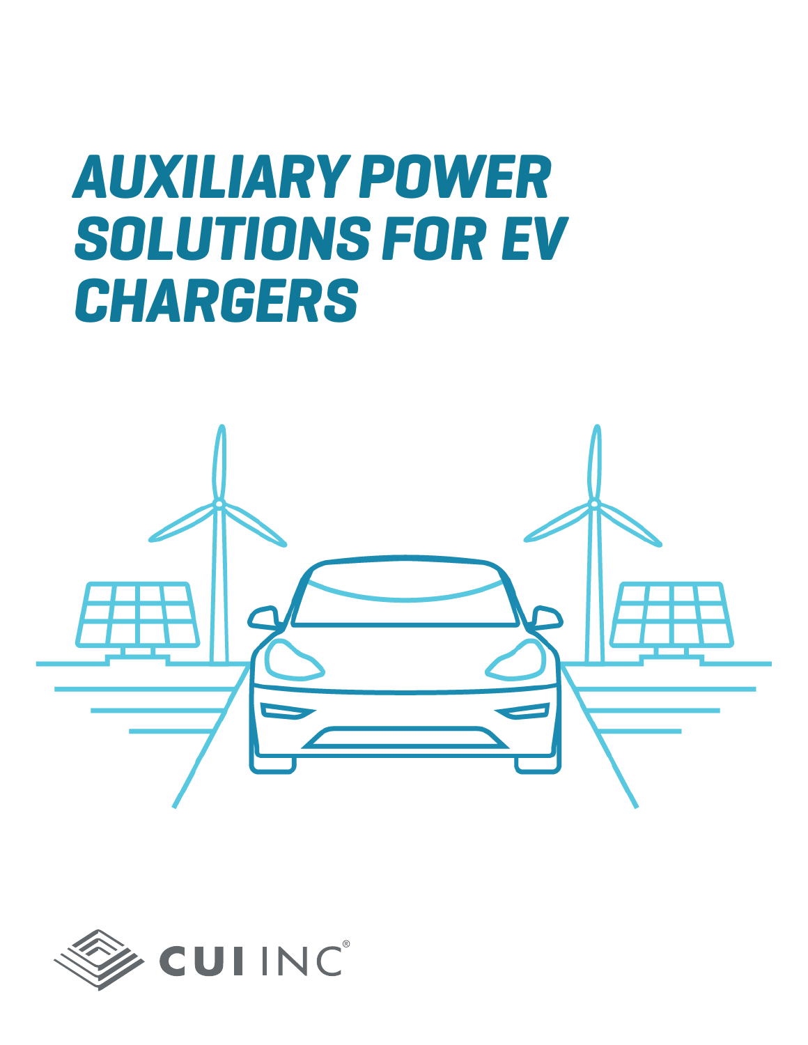# AUXILIARY POWER SOLUTIONS FOR EV CHARGERS

CUI INC®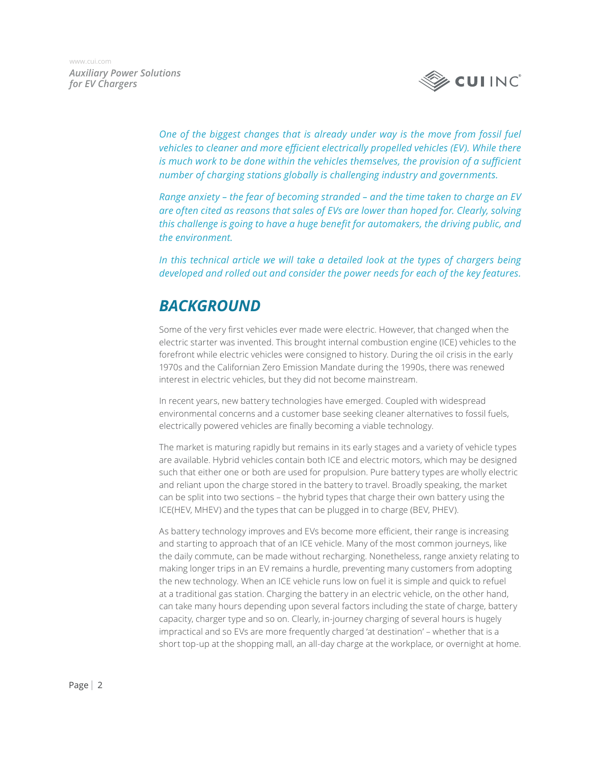*One of the biggest changes that is already under way is the move from fossil fuel vehicles to cleaner and more efficient electrically propelled vehicles (EV). While there is much work to be done within the vehicles themselves, the provision of a sufficient number of charging stations globally is challenging industry and governments.*

*Range anxiety – the fear of becoming stranded – and the time taken to charge an EV are often cited as reasons that sales of EVs are lower than hoped for. Clearly, solving this challenge is going to have a huge benefit for automakers, the driving public, and the environment.*

*In this technical article we will take a detailed look at the types of chargers being developed and rolled out and consider the power needs for each of the key features.*

## BACKGROUND

Some of the very first vehicles ever made were electric. However, that changed when the electric starter was invented. This brought internal combustion engine (ICE) vehicles to the forefront while electric vehicles were consigned to history. During the oil crisis in the early 1970s and the Californian Zero Emission Mandate during the 1990s, there was renewed interest in electric vehicles, but they did not become mainstream.

In recent years, new battery technologies have emerged. Coupled with widespread environmental concerns and a customer base seeking cleaner alternatives to fossil fuels, electrically powered vehicles are finally becoming a viable technology.

The market is maturing rapidly but remains in its early stages and a variety of vehicle types are available. Hybrid vehicles contain both ICE and electric motors, which may be designed such that either one or both are used for propulsion. Pure battery types are wholly electric and reliant upon the charge stored in the battery to travel. Broadly speaking, the market can be split into two sections – the hybrid types that charge their own battery using the ICE(HEV, MHEV) and the types that can be plugged in to charge (BEV, PHEV).

As battery technology improves and EVs become more efficient, their range is increasing and starting to approach that of an ICE vehicle. Many of the most common journeys, like the daily commute, can be made without recharging. Nonetheless, range anxiety relating to making longer trips in an EV remains a hurdle, preventing many customers from adopting the new technology. When an ICE vehicle runs low on fuel it is simple and quick to refuel at a traditional gas station. Charging the battery in an electric vehicle, on the other hand, can take many hours depending upon several factors including the state of charge, battery capacity, charger type and so on. Clearly, in-journey charging of several hours is hugely impractical and so EVs are more frequently charged 'at destination' – whether that is a short top-up at the shopping mall, an all-day charge at the workplace, or overnight at home.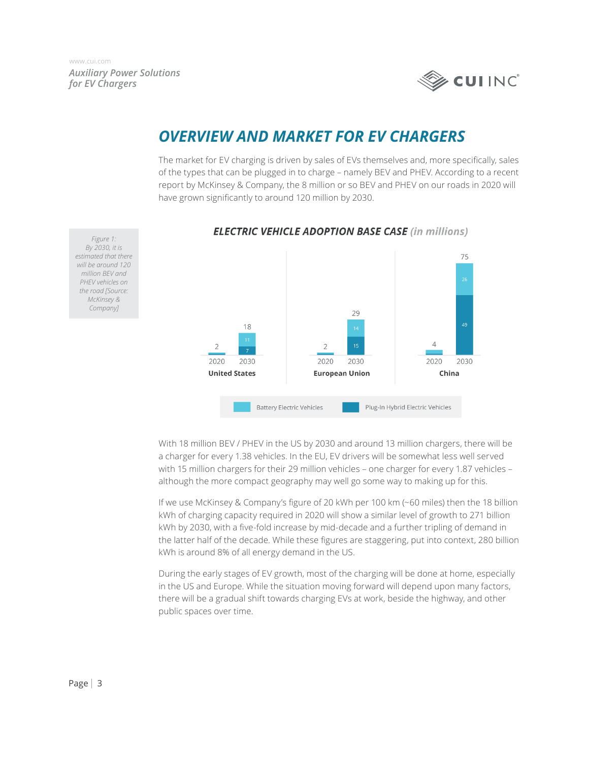# OVERVIEW AND MARKET FOR EV CHARGERS

The market for EV charging is driven by sales of EVs themselves and, more specifically, sales of the types that can be plugged in to charge – namely BEV and PHEV. According to a recent report by McKinsey & Company, the 8 million or so BEV and PHEV on our roads in 2020 will have grown significantly to around 120 million by 2030.

***ELECTRIC VEHICLE ADOPTION BASE CASE*** *(in millions)*

| Region | Year | Total | Battery Electric Vehicles | Plug-In Hybrid Electric Vehicles |
|---|---|---|---|---|
| United States | 2020 | 2 | | |
| United States | 2030 | 18 | 11 | 7 |
| European Union | 2020 | 2 | | |
| European Union | 2030 | 29 | 14 | 15 |
| China | 2020 | 4 | | |
| China | 2030 | 75 | 26 | 49 |

*Figure 1: By 2030, it is estimated that there will be around 120 million BEV and PHEV vehicles on the road [Source: McKinsey & Company]*

With 18 million BEV / PHEV in the US by 2030 and around 13 million chargers, there will be a charger for every 1.38 vehicles. In the EU, EV drivers will be somewhat less well served with 15 million chargers for their 29 million vehicles – one charger for every 1.87 vehicles – although the more compact geography may well go some way to making up for this.

If we use McKinsey & Company's figure of 20 kWh per 100 km (~60 miles) then the 18 billion kWh of charging capacity required in 2020 will show a similar level of growth to 271 billion kWh by 2030, with a five-fold increase by mid-decade and a further tripling of demand in the latter half of the decade. While these figures are staggering, put into context, 280 billion kWh is around 8% of all energy demand in the US.

During the early stages of EV growth, most of the charging will be done at home, especially in the US and Europe. While the situation moving forward will depend upon many factors, there will be a gradual shift towards charging EVs at work, beside the highway, and other public spaces over time.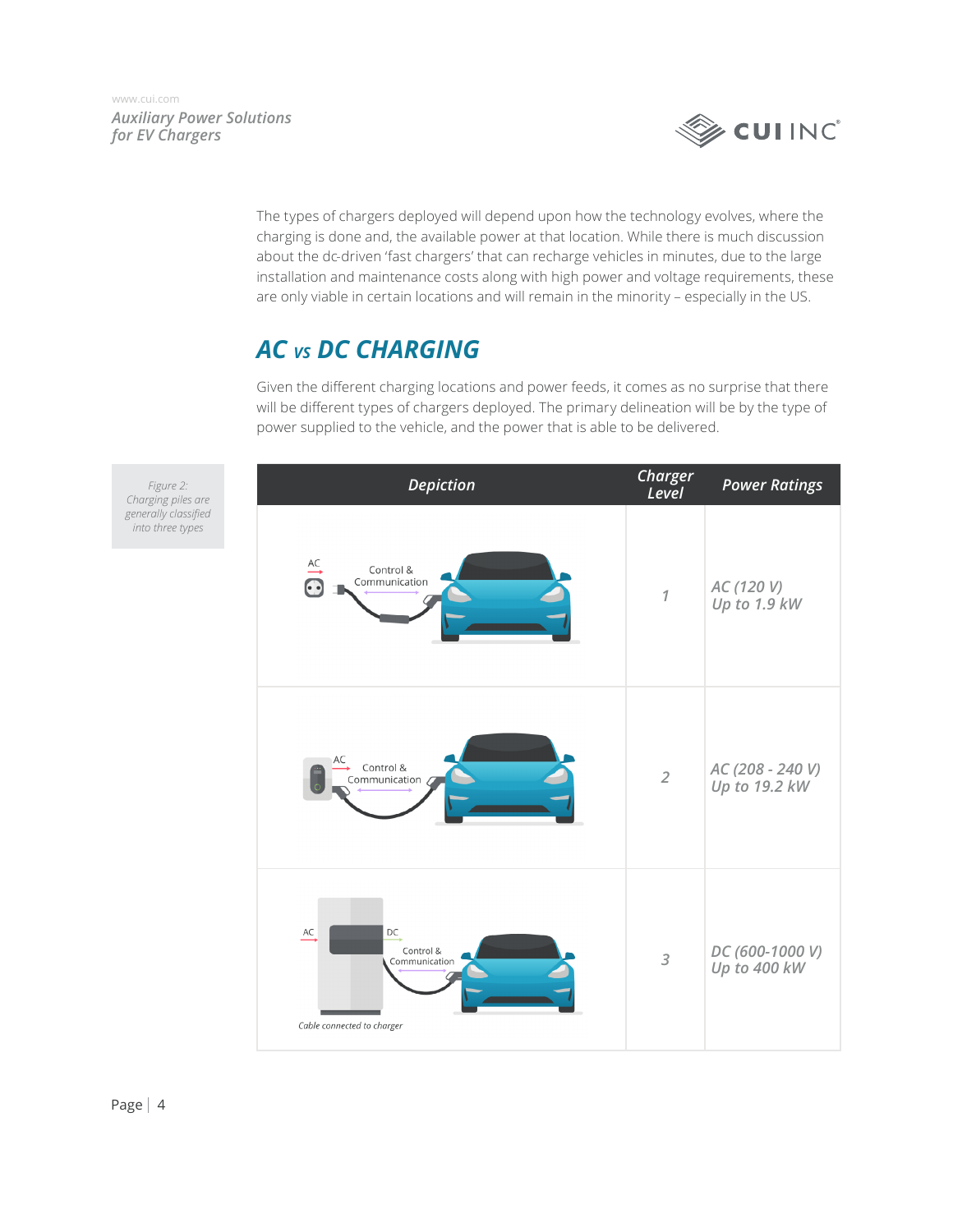The types of chargers deployed will depend upon how the technology evolves, where the charging is done and, the available power at that location. While there is much discussion about the dc-driven 'fast chargers' that can recharge vehicles in minutes, due to the large installation and maintenance costs along with high power and voltage requirements, these are only viable in certain locations and will remain in the minority – especially in the US.

## AC vs DC CHARGING

Given the different charging locations and power feeds, it comes as no surprise that there will be different types of chargers deployed. The primary delineation will be by the type of power supplied to the vehicle, and the power that is able to be delivered.

*Figure 2: Charging piles are generally classified into three types*

| Depiction | Charger Level | Power Ratings |
|---|---|---|
| AC → Control & Communication | 1 | AC (120 V) Up to 1.9 kW |
| AC → Control & Communication | 2 | AC (208 - 240 V) Up to 19.2 kW |
| AC → DC → Control & Communication; Cable connected to charger | 3 | DC (600-1000 V) Up to 400 kW |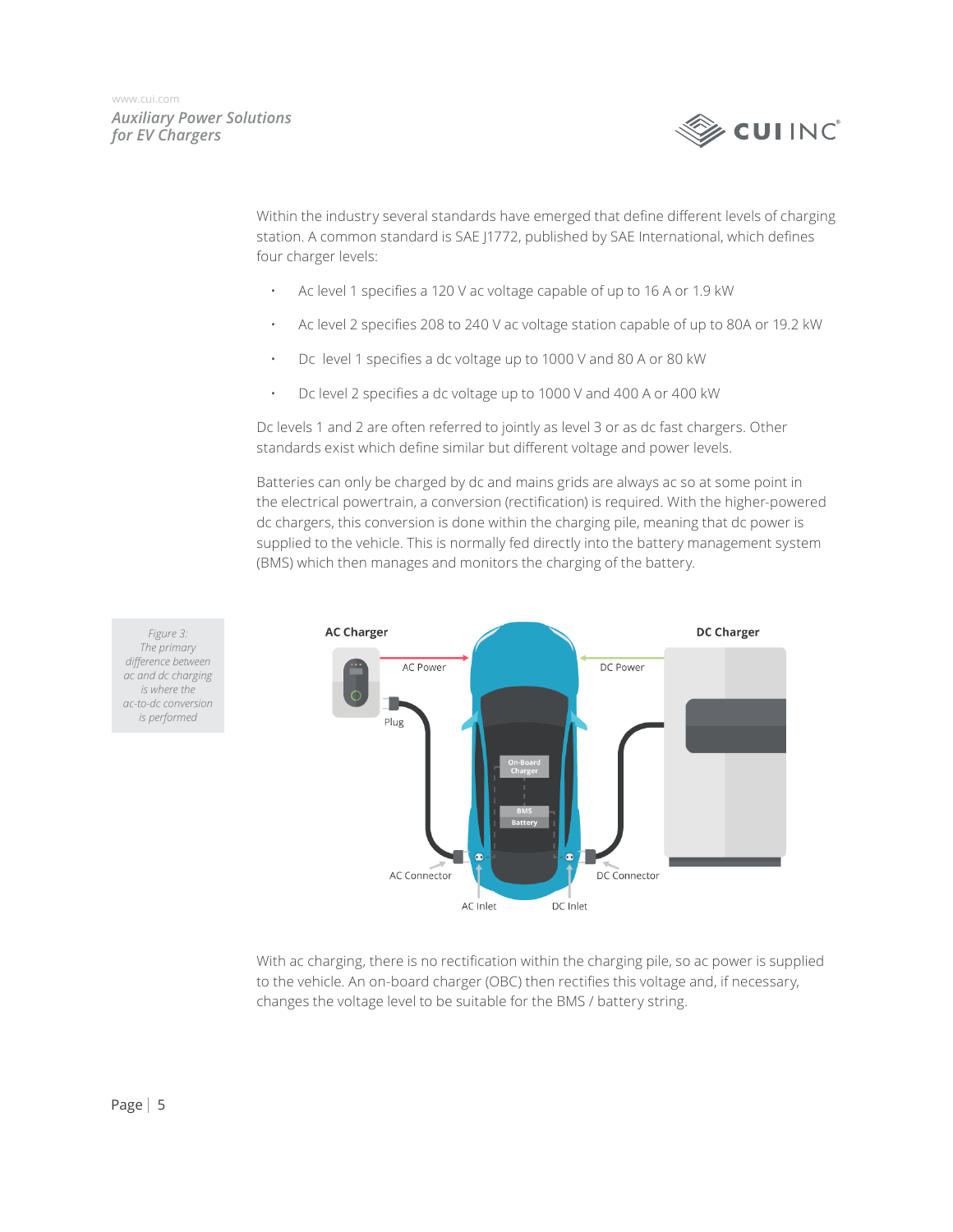Within the industry several standards have emerged that define different levels of charging station. A common standard is SAE J1772, published by SAE International, which defines four charger levels:

- Ac level 1 specifies a 120 V ac voltage capable of up to 16 A or 1.9 kW
- Ac level 2 specifies 208 to 240 V ac voltage station capable of up to 80A or 19.2 kW
- Dc level 1 specifies a dc voltage up to 1000 V and 80 A or 80 kW
- Dc level 2 specifies a dc voltage up to 1000 V and 400 A or 400 kW

Dc levels 1 and 2 are often referred to jointly as level 3 or as dc fast chargers. Other standards exist which define similar but different voltage and power levels.

Batteries can only be charged by dc and mains grids are always ac so at some point in the electrical powertrain, a conversion (rectification) is required. With the higher-powered dc chargers, this conversion is done within the charging pile, meaning that dc power is supplied to the vehicle. This is normally fed directly into the battery management system (BMS) which then manages and monitors the charging of the battery.

*Figure 3: The primary difference between ac and dc charging is where the ac-to-dc conversion is performed*

With ac charging, there is no rectification within the charging pile, so ac power is supplied to the vehicle. An on-board charger (OBC) then rectifies this voltage and, if necessary, changes the voltage level to be suitable for the BMS / battery string.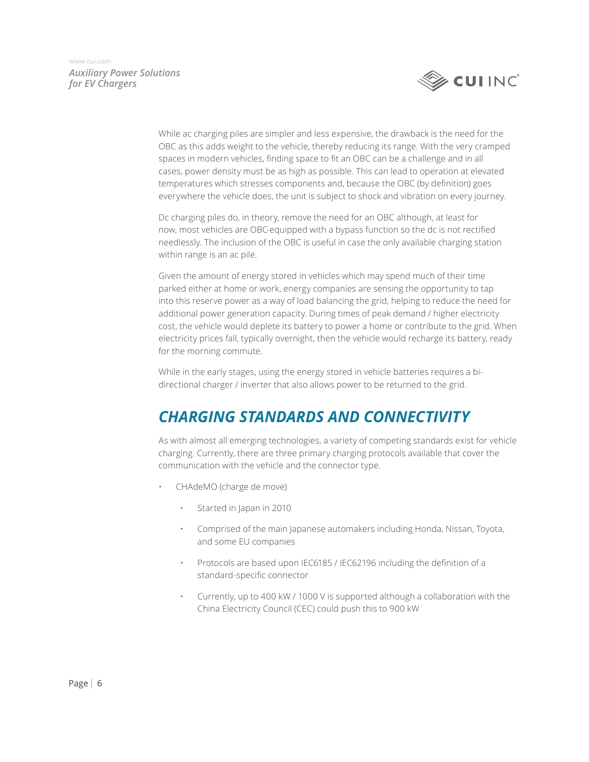While ac charging piles are simpler and less expensive, the drawback is the need for the OBC as this adds weight to the vehicle, thereby reducing its range. With the very cramped spaces in modern vehicles, finding space to fit an OBC can be a challenge and in all cases, power density must be as high as possible. This can lead to operation at elevated temperatures which stresses components and, because the OBC (by definition) goes everywhere the vehicle does, the unit is subject to shock and vibration on every journey.

Dc charging piles do, in theory, remove the need for an OBC although, at least for now, most vehicles are OBC-equipped with a bypass function so the dc is not rectified needlessly. The inclusion of the OBC is useful in case the only available charging station within range is an ac pile.

Given the amount of energy stored in vehicles which may spend much of their time parked either at home or work, energy companies are sensing the opportunity to tap into this reserve power as a way of load balancing the grid, helping to reduce the need for additional power generation capacity. During times of peak demand / higher electricity cost, the vehicle would deplete its battery to power a home or contribute to the grid. When electricity prices fall, typically overnight, then the vehicle would recharge its battery, ready for the morning commute.

While in the early stages, using the energy stored in vehicle batteries requires a bi-directional charger / inverter that also allows power to be returned to the grid.

## *CHARGING STANDARDS AND CONNECTIVITY*

As with almost all emerging technologies, a variety of competing standards exist for vehicle charging. Currently, there are three primary charging protocols available that cover the communication with the vehicle and the connector type.

- CHAdeMO (charge de move)
  - Started in Japan in 2010
  - Comprised of the main Japanese automakers including Honda, Nissan, Toyota, and some EU companies
  - Protocols are based upon IEC6185 / IEC62196 including the definition of a standard-specific connector
  - Currently, up to 400 kW / 1000 V is supported although a collaboration with the China Electricity Council (CEC) could push this to 900 kW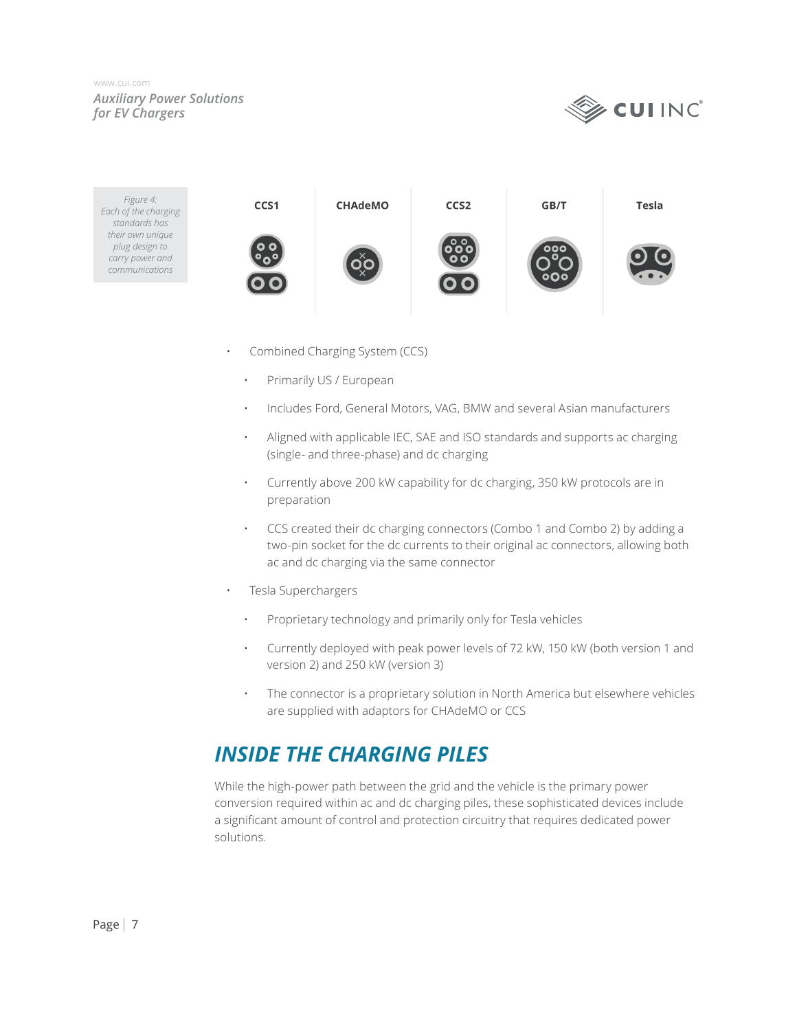Figure 4: Each of the charging standards has their own unique plug design to carry power and communications

CCS1 | CHAdeMO | CCS2 | GB/T | Tesla

- Combined Charging System (CCS)
  - Primarily US / European
  - Includes Ford, General Motors, VAG, BMW and several Asian manufacturers
  - Aligned with applicable IEC, SAE and ISO standards and supports ac charging (single- and three-phase) and dc charging
  - Currently above 200 kW capability for dc charging, 350 kW protocols are in preparation
  - CCS created their dc charging connectors (Combo 1 and Combo 2) by adding a two-pin socket for the dc currents to their original ac connectors, allowing both ac and dc charging via the same connector
- Tesla Superchargers
  - Proprietary technology and primarily only for Tesla vehicles
  - Currently deployed with peak power levels of 72 kW, 150 kW (both version 1 and version 2) and 250 kW (version 3)
  - The connector is a proprietary solution in North America but elsewhere vehicles are supplied with adaptors for CHAdeMO or CCS

## *INSIDE THE CHARGING PILES*

While the high-power path between the grid and the vehicle is the primary power conversion required within ac and dc charging piles, these sophisticated devices include a significant amount of control and protection circuitry that requires dedicated power solutions.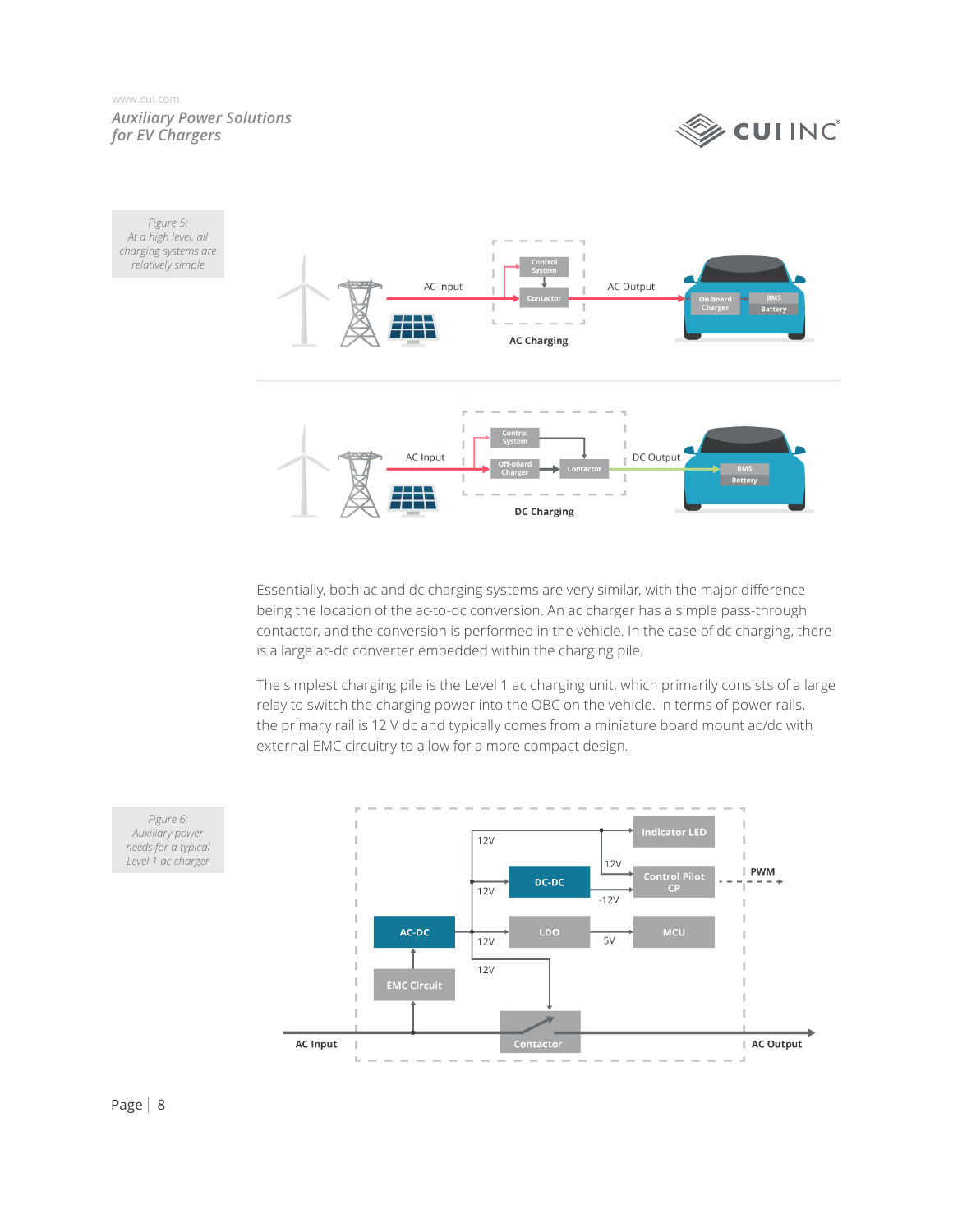Figure 5:
At a high level, all charging systems are relatively simple

Essentially, both ac and dc charging systems are very similar, with the major difference being the location of the ac-to-dc conversion. An ac charger has a simple pass-through contactor, and the conversion is performed in the vehicle. In the case of dc charging, there is a large ac-dc converter embedded within the charging pile.

The simplest charging pile is the Level 1 ac charging unit, which primarily consists of a large relay to switch the charging power into the OBC on the vehicle. In terms of power rails, the primary rail is 12 V dc and typically comes from a miniature board mount ac/dc with external EMC circuitry to allow for a more compact design.

Figure 6:
Auxiliary power needs for a typical Level 1 ac charger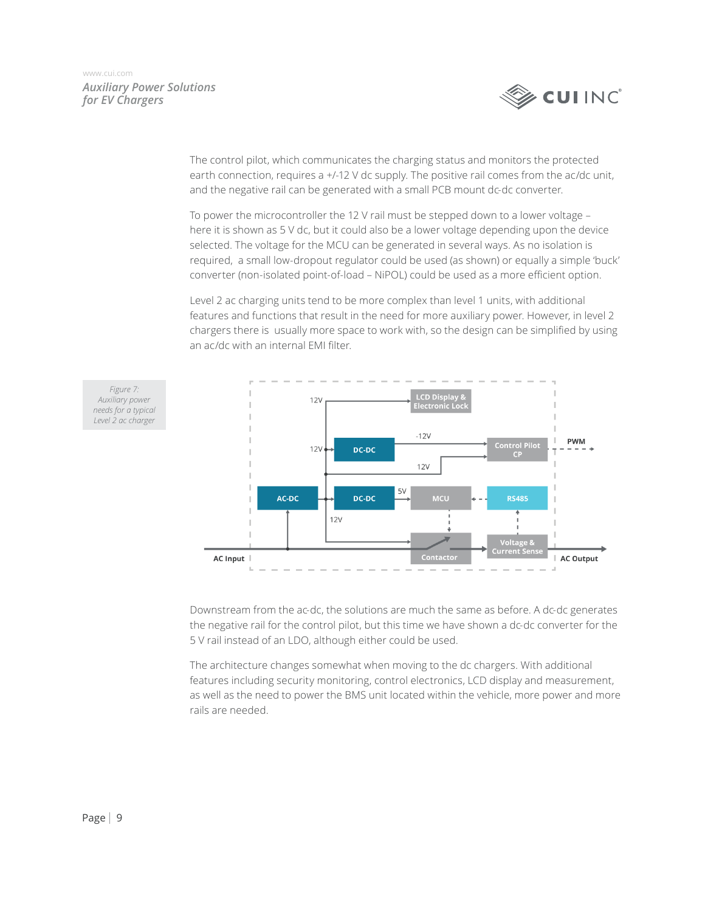The control pilot, which communicates the charging status and monitors the protected earth connection, requires a +/-12 V dc supply. The positive rail comes from the ac/dc unit, and the negative rail can be generated with a small PCB mount dc-dc converter.

To power the microcontroller the 12 V rail must be stepped down to a lower voltage – here it is shown as 5 V dc, but it could also be a lower voltage depending upon the device selected. The voltage for the MCU can be generated in several ways. As no isolation is required, a small low-dropout regulator could be used (as shown) or equally a simple 'buck' converter (non-isolated point-of-load – NiPOL) could be used as a more efficient option.

Level 2 ac charging units tend to be more complex than level 1 units, with additional features and functions that result in the need for more auxiliary power. However, in level 2 chargers there is usually more space to work with, so the design can be simplified by using an ac/dc with an internal EMI filter.

*Figure 7: Auxiliary power needs for a typical Level 2 ac charger*

Downstream from the ac-dc, the solutions are much the same as before. A dc-dc generates the negative rail for the control pilot, but this time we have shown a dc-dc converter for the 5 V rail instead of an LDO, although either could be used.

The architecture changes somewhat when moving to the dc chargers. With additional features including security monitoring, control electronics, LCD display and measurement, as well as the need to power the BMS unit located within the vehicle, more power and more rails are needed.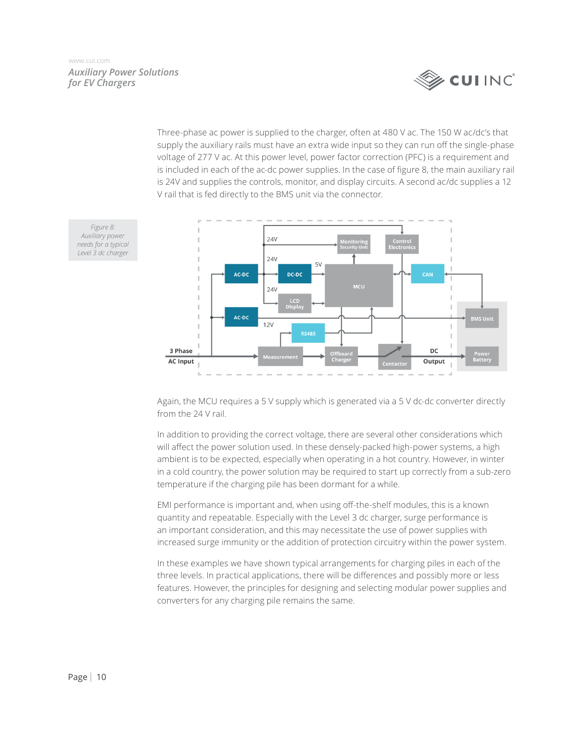Three-phase ac power is supplied to the charger, often at 480 V ac. The 150 W ac/dc's that supply the auxiliary rails must have an extra wide input so they can run off the single-phase voltage of 277 V ac. At this power level, power factor correction (PFC) is a requirement and is included in each of the ac-dc power supplies. In the case of figure 8, the main auxiliary rail is 24V and supplies the controls, monitor, and display circuits. A second ac/dc supplies a 12 V rail that is fed directly to the BMS unit via the connector.

*Figure 8: Auxiliary power needs for a typical Level 3 dc charger*

Again, the MCU requires a 5 V supply which is generated via a 5 V dc-dc converter directly from the 24 V rail.

In addition to providing the correct voltage, there are several other considerations which will affect the power solution used. In these densely-packed high-power systems, a high ambient is to be expected, especially when operating in a hot country. However, in winter in a cold country, the power solution may be required to start up correctly from a sub-zero temperature if the charging pile has been dormant for a while.

EMI performance is important and, when using off-the-shelf modules, this is a known quantity and repeatable. Especially with the Level 3 dc charger, surge performance is an important consideration, and this may necessitate the use of power supplies with increased surge immunity or the addition of protection circuitry within the power system.

In these examples we have shown typical arrangements for charging piles in each of the three levels. In practical applications, there will be differences and possibly more or less features. However, the principles for designing and selecting modular power supplies and converters for any charging pile remains the same.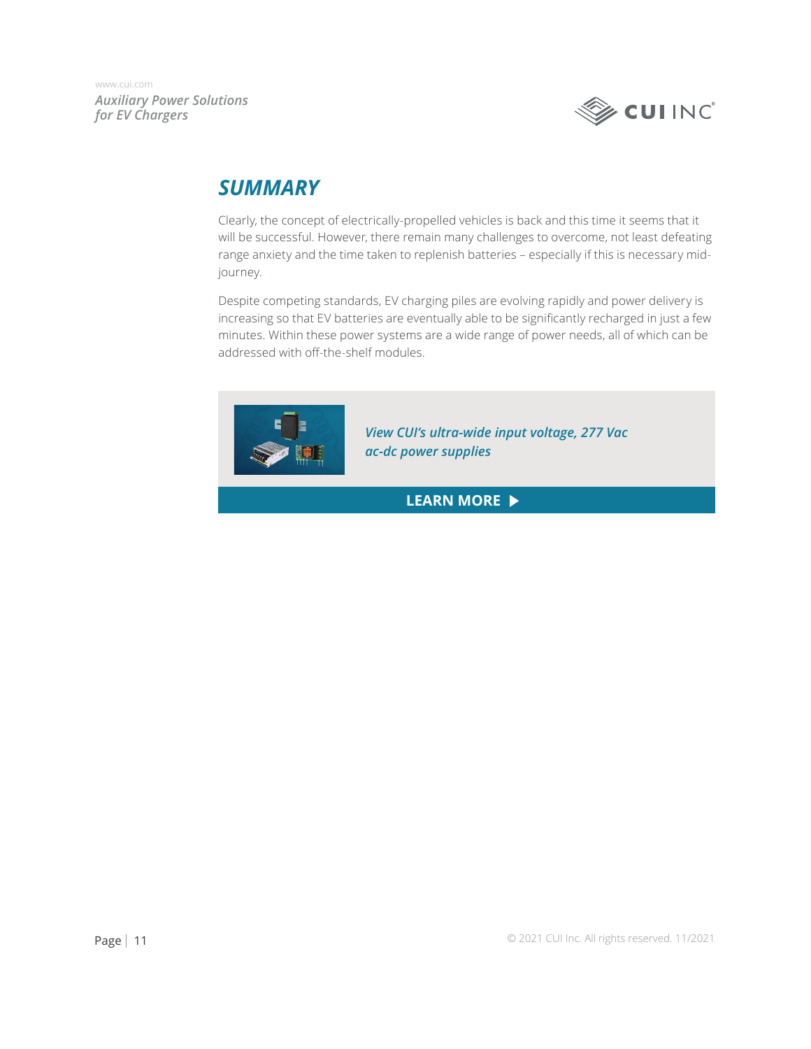## *SUMMARY*

Clearly, the concept of electrically-propelled vehicles is back and this time it seems that it will be successful. However, there remain many challenges to overcome, not least defeating range anxiety and the time taken to replenish batteries – especially if this is necessary mid-journey.

Despite competing standards, EV charging piles are evolving rapidly and power delivery is increasing so that EV batteries are eventually able to be significantly recharged in just a few minutes. Within these power systems are a wide range of power needs, all of which can be addressed with off-the-shelf modules.

*View CUI's ultra-wide input voltage, 277 Vac ac-dc power supplies*

**LEARN MORE ▶**

© 2021 CUI Inc. All rights reserved. 11/2021